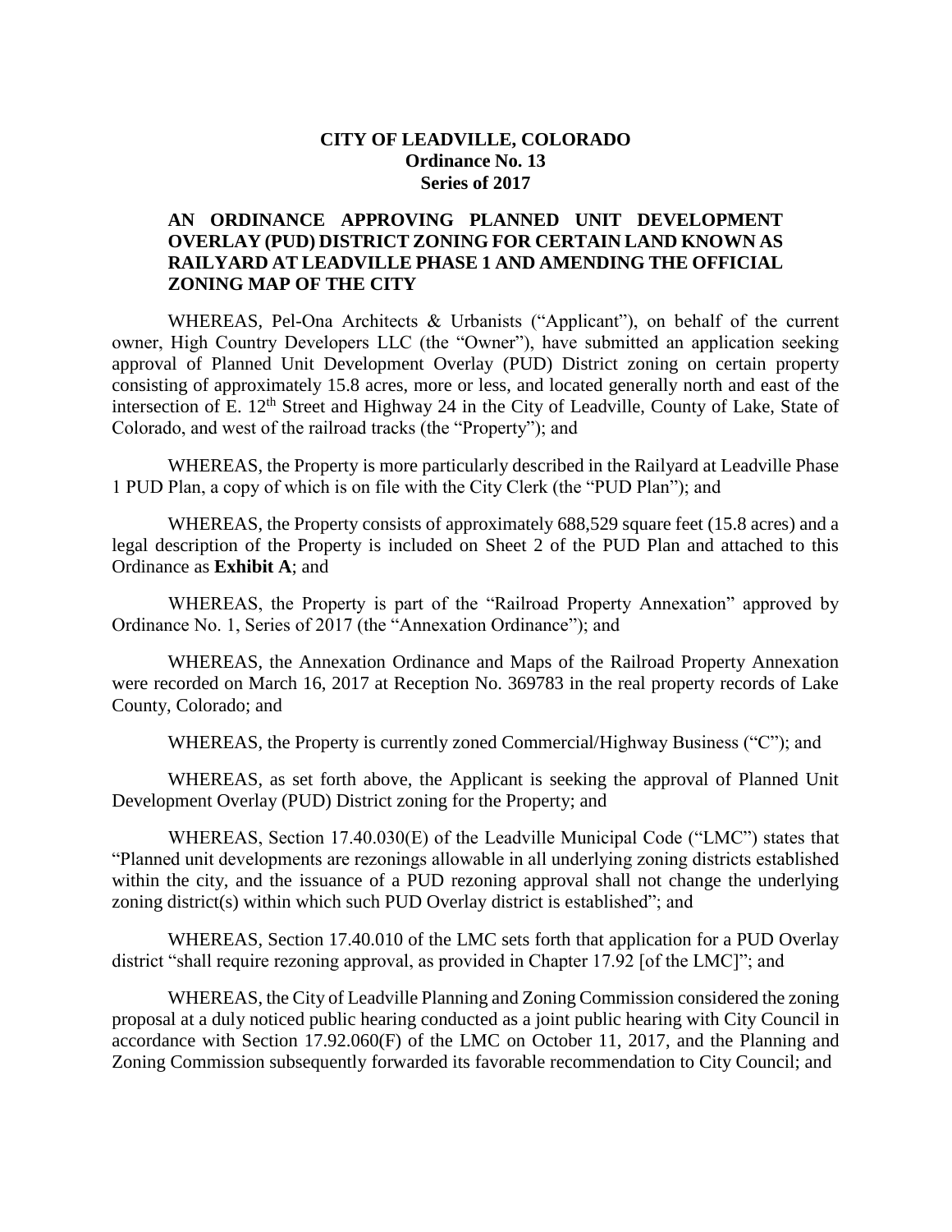**CITY OF LEADVILLE, COLORADO**
**Ordinance No. 13**
**Series of 2017**

**AN ORDINANCE APPROVING PLANNED UNIT DEVELOPMENT OVERLAY (PUD) DISTRICT ZONING FOR CERTAIN LAND KNOWN AS RAILYARD AT LEADVILLE PHASE 1 AND AMENDING THE OFFICIAL ZONING MAP OF THE CITY**

WHEREAS, Pel-Ona Architects & Urbanists ("Applicant"), on behalf of the current owner, High Country Developers LLC (the "Owner"), have submitted an application seeking approval of Planned Unit Development Overlay (PUD) District zoning on certain property consisting of approximately 15.8 acres, more or less, and located generally north and east of the intersection of E. 12th Street and Highway 24 in the City of Leadville, County of Lake, State of Colorado, and west of the railroad tracks (the "Property"); and

WHEREAS, the Property is more particularly described in the Railyard at Leadville Phase 1 PUD Plan, a copy of which is on file with the City Clerk (the "PUD Plan"); and

WHEREAS, the Property consists of approximately 688,529 square feet (15.8 acres) and a legal description of the Property is included on Sheet 2 of the PUD Plan and attached to this Ordinance as **Exhibit A**; and

WHEREAS, the Property is part of the "Railroad Property Annexation" approved by Ordinance No. 1, Series of 2017 (the "Annexation Ordinance"); and

WHEREAS, the Annexation Ordinance and Maps of the Railroad Property Annexation were recorded on March 16, 2017 at Reception No. 369783 in the real property records of Lake County, Colorado; and

WHEREAS, the Property is currently zoned Commercial/Highway Business ("C"); and

WHEREAS, as set forth above, the Applicant is seeking the approval of Planned Unit Development Overlay (PUD) District zoning for the Property; and

WHEREAS, Section 17.40.030(E) of the Leadville Municipal Code ("LMC") states that "Planned unit developments are rezonings allowable in all underlying zoning districts established within the city, and the issuance of a PUD rezoning approval shall not change the underlying zoning district(s) within which such PUD Overlay district is established"; and

WHEREAS, Section 17.40.010 of the LMC sets forth that application for a PUD Overlay district "shall require rezoning approval, as provided in Chapter 17.92 [of the LMC]"; and

WHEREAS, the City of Leadville Planning and Zoning Commission considered the zoning proposal at a duly noticed public hearing conducted as a joint public hearing with City Council in accordance with Section 17.92.060(F) of the LMC on October 11, 2017, and the Planning and Zoning Commission subsequently forwarded its favorable recommendation to City Council; and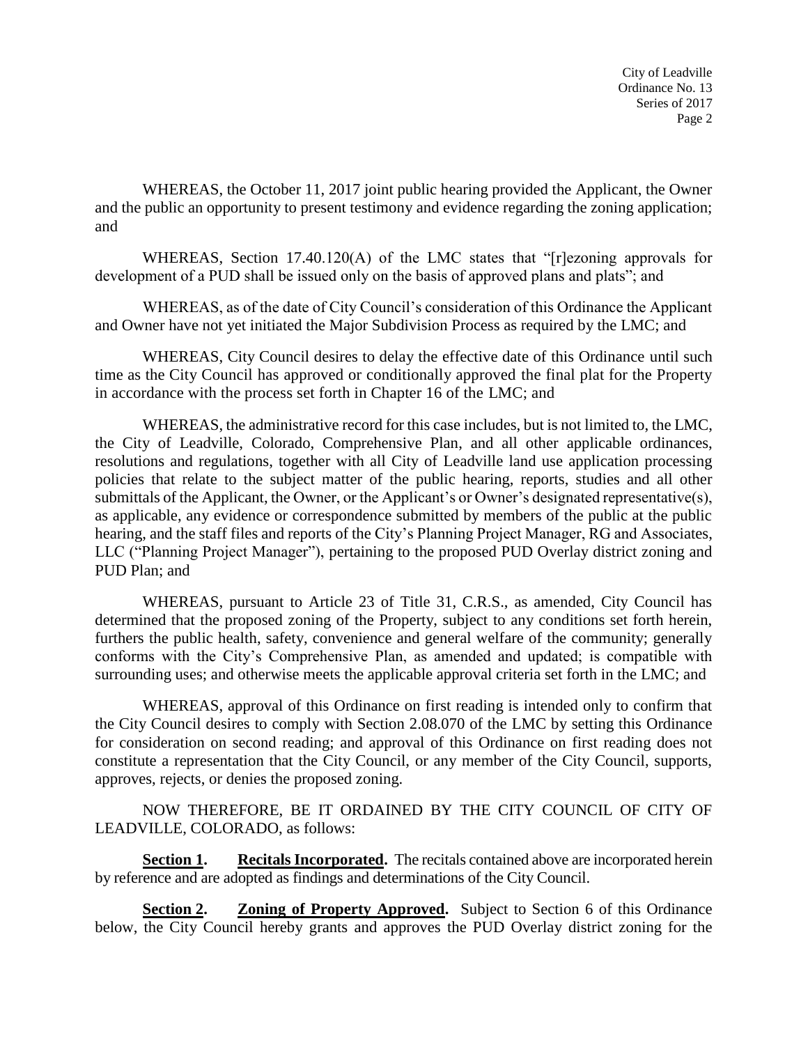WHEREAS, the October 11, 2017 joint public hearing provided the Applicant, the Owner and the public an opportunity to present testimony and evidence regarding the zoning application; and

WHEREAS, Section 17.40.120(A) of the LMC states that "[r]ezoning approvals for development of a PUD shall be issued only on the basis of approved plans and plats"; and

WHEREAS, as of the date of City Council's consideration of this Ordinance the Applicant and Owner have not yet initiated the Major Subdivision Process as required by the LMC; and

WHEREAS, City Council desires to delay the effective date of this Ordinance until such time as the City Council has approved or conditionally approved the final plat for the Property in accordance with the process set forth in Chapter 16 of the LMC; and

WHEREAS, the administrative record for this case includes, but is not limited to, the LMC, the City of Leadville, Colorado, Comprehensive Plan, and all other applicable ordinances, resolutions and regulations, together with all City of Leadville land use application processing policies that relate to the subject matter of the public hearing, reports, studies and all other submittals of the Applicant, the Owner, or the Applicant's or Owner's designated representative(s), as applicable, any evidence or correspondence submitted by members of the public at the public hearing, and the staff files and reports of the City's Planning Project Manager, RG and Associates, LLC ("Planning Project Manager"), pertaining to the proposed PUD Overlay district zoning and PUD Plan; and

WHEREAS, pursuant to Article 23 of Title 31, C.R.S., as amended, City Council has determined that the proposed zoning of the Property, subject to any conditions set forth herein, furthers the public health, safety, convenience and general welfare of the community; generally conforms with the City's Comprehensive Plan, as amended and updated; is compatible with surrounding uses; and otherwise meets the applicable approval criteria set forth in the LMC; and

WHEREAS, approval of this Ordinance on first reading is intended only to confirm that the City Council desires to comply with Section 2.08.070 of the LMC by setting this Ordinance for consideration on second reading; and approval of this Ordinance on first reading does not constitute a representation that the City Council, or any member of the City Council, supports, approves, rejects, or denies the proposed zoning.

NOW THEREFORE, BE IT ORDAINED BY THE CITY COUNCIL OF CITY OF LEADVILLE, COLORADO, as follows:

**Section 1. Recitals Incorporated.** The recitals contained above are incorporated herein by reference and are adopted as findings and determinations of the City Council.

**Section 2. Zoning of Property Approved.** Subject to Section 6 of this Ordinance below, the City Council hereby grants and approves the PUD Overlay district zoning for the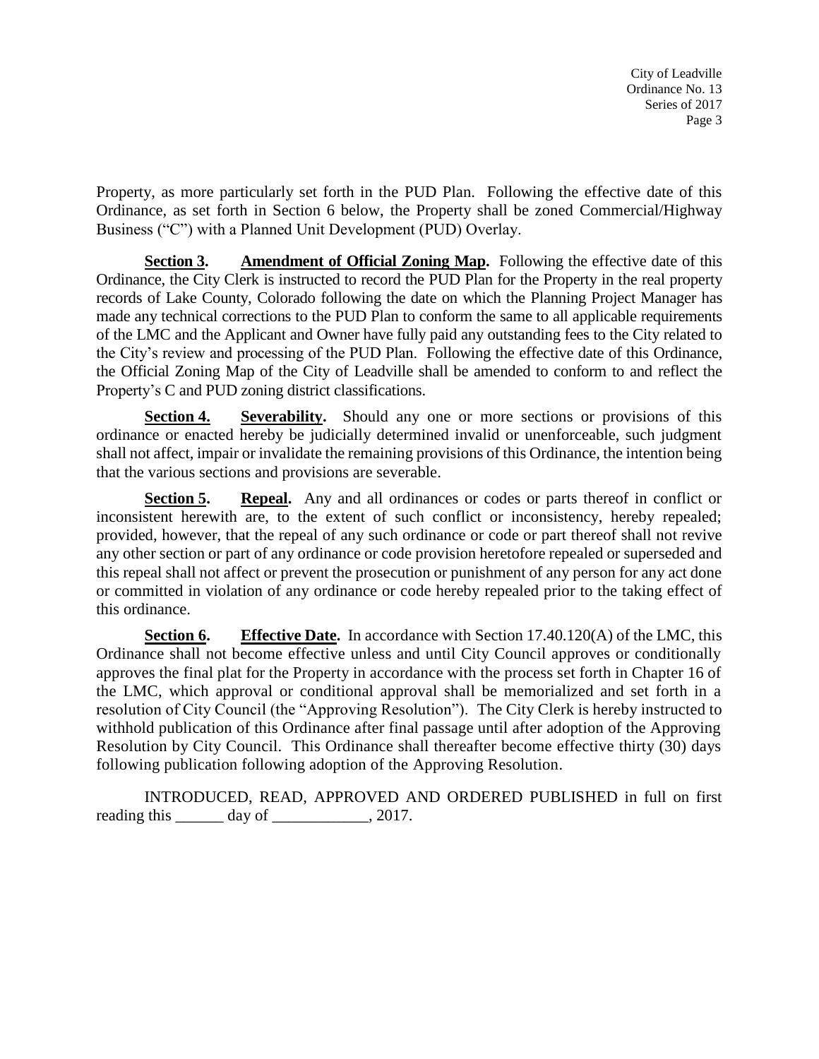Property, as more particularly set forth in the PUD Plan. Following the effective date of this Ordinance, as set forth in Section 6 below, the Property shall be zoned Commercial/Highway Business ("C") with a Planned Unit Development (PUD) Overlay.

**Section 3.** **Amendment of Official Zoning Map.** Following the effective date of this Ordinance, the City Clerk is instructed to record the PUD Plan for the Property in the real property records of Lake County, Colorado following the date on which the Planning Project Manager has made any technical corrections to the PUD Plan to conform the same to all applicable requirements of the LMC and the Applicant and Owner have fully paid any outstanding fees to the City related to the City's review and processing of the PUD Plan. Following the effective date of this Ordinance, the Official Zoning Map of the City of Leadville shall be amended to conform to and reflect the Property's C and PUD zoning district classifications.

**Section 4.** **Severability.** Should any one or more sections or provisions of this ordinance or enacted hereby be judicially determined invalid or unenforceable, such judgment shall not affect, impair or invalidate the remaining provisions of this Ordinance, the intention being that the various sections and provisions are severable.

**Section 5.** **Repeal.** Any and all ordinances or codes or parts thereof in conflict or inconsistent herewith are, to the extent of such conflict or inconsistency, hereby repealed; provided, however, that the repeal of any such ordinance or code or part thereof shall not revive any other section or part of any ordinance or code provision heretofore repealed or superseded and this repeal shall not affect or prevent the prosecution or punishment of any person for any act done or committed in violation of any ordinance or code hereby repealed prior to the taking effect of this ordinance.

**Section 6.** **Effective Date.** In accordance with Section 17.40.120(A) of the LMC, this Ordinance shall not become effective unless and until City Council approves or conditionally approves the final plat for the Property in accordance with the process set forth in Chapter 16 of the LMC, which approval or conditional approval shall be memorialized and set forth in a resolution of City Council (the "Approving Resolution"). The City Clerk is hereby instructed to withhold publication of this Ordinance after final passage until after adoption of the Approving Resolution by City Council. This Ordinance shall thereafter become effective thirty (30) days following publication following adoption of the Approving Resolution.

INTRODUCED, READ, APPROVED AND ORDERED PUBLISHED in full on first reading this ______ day of ____________, 2017.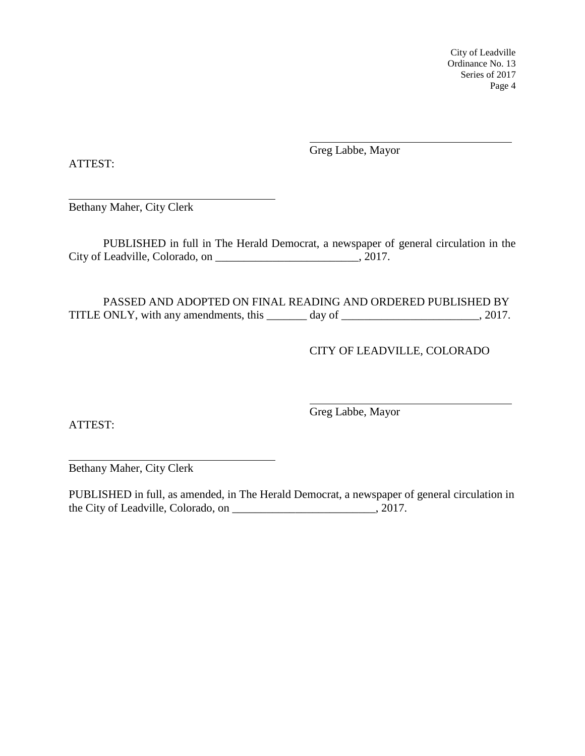\_\_\_\_\_\_\_\_\_\_\_\_\_\_\_\_\_\_\_\_\_\_\_\_\_\_\_\_\_\_\_\_\_\_\_\_
Greg Labbe, Mayor

ATTEST:

\_\_\_\_\_\_\_\_\_\_\_\_\_\_\_\_\_\_\_\_\_\_\_\_\_\_\_\_\_\_\_\_\_\_\_\_
Bethany Maher, City Clerk

PUBLISHED in full in The Herald Democrat, a newspaper of general circulation in the City of Leadville, Colorado, on _________________________, 2017.

PASSED AND ADOPTED ON FINAL READING AND ORDERED PUBLISHED BY TITLE ONLY, with any amendments, this _______ day of ________________________, 2017.

CITY OF LEADVILLE, COLORADO

\_\_\_\_\_\_\_\_\_\_\_\_\_\_\_\_\_\_\_\_\_\_\_\_\_\_\_\_\_\_\_\_\_\_\_\_
Greg Labbe, Mayor

ATTEST:

\_\_\_\_\_\_\_\_\_\_\_\_\_\_\_\_\_\_\_\_\_\_\_\_\_\_\_\_\_\_\_\_\_\_\_\_
Bethany Maher, City Clerk

PUBLISHED in full, as amended, in The Herald Democrat, a newspaper of general circulation in the City of Leadville, Colorado, on _________________________, 2017.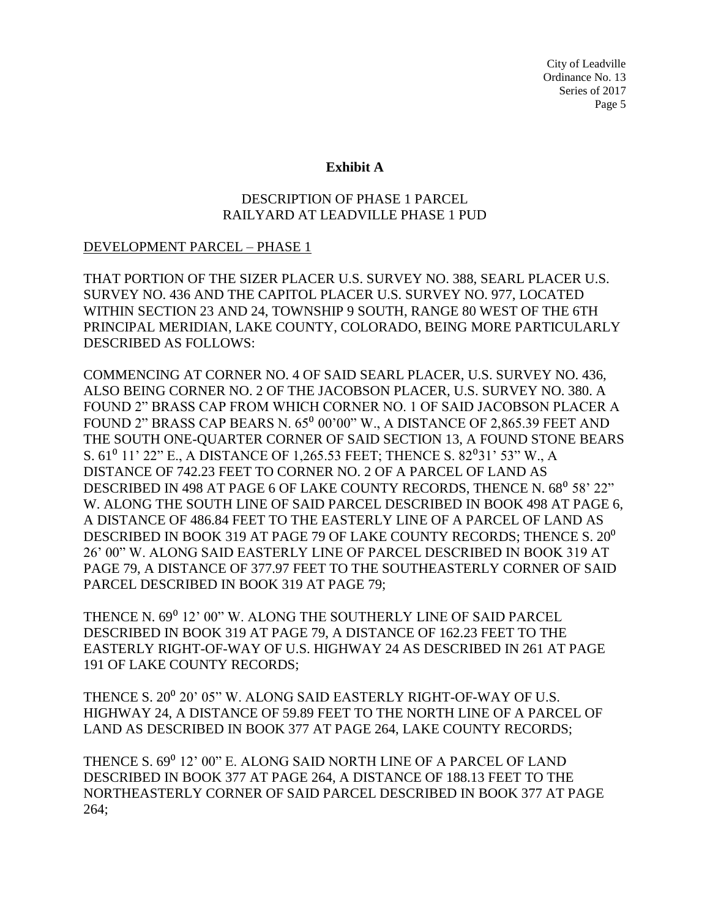## Exhibit A

DESCRIPTION OF PHASE 1 PARCEL
RAILYARD AT LEADVILLE PHASE 1 PUD

<u>DEVELOPMENT PARCEL – PHASE 1</u>

THAT PORTION OF THE SIZER PLACER U.S. SURVEY NO. 388, SEARL PLACER U.S. SURVEY NO. 436 AND THE CAPITOL PLACER U.S. SURVEY NO. 977, LOCATED WITHIN SECTION 23 AND 24, TOWNSHIP 9 SOUTH, RANGE 80 WEST OF THE 6TH PRINCIPAL MERIDIAN, LAKE COUNTY, COLORADO, BEING MORE PARTICULARLY DESCRIBED AS FOLLOWS:

COMMENCING AT CORNER NO. 4 OF SAID SEARL PLACER, U.S. SURVEY NO. 436, ALSO BEING CORNER NO. 2 OF THE JACOBSON PLACER, U.S. SURVEY NO. 380. A FOUND 2" BRASS CAP FROM WHICH CORNER NO. 1 OF SAID JACOBSON PLACER A FOUND 2" BRASS CAP BEARS N. 65° 00'00" W., A DISTANCE OF 2,865.39 FEET AND THE SOUTH ONE-QUARTER CORNER OF SAID SECTION 13, A FOUND STONE BEARS S. 61° 11' 22" E., A DISTANCE OF 1,265.53 FEET; THENCE S. 82°31' 53" W., A DISTANCE OF 742.23 FEET TO CORNER NO. 2 OF A PARCEL OF LAND AS DESCRIBED IN 498 AT PAGE 6 OF LAKE COUNTY RECORDS, THENCE N. 68° 58' 22" W. ALONG THE SOUTH LINE OF SAID PARCEL DESCRIBED IN BOOK 498 AT PAGE 6, A DISTANCE OF 486.84 FEET TO THE EASTERLY LINE OF A PARCEL OF LAND AS DESCRIBED IN BOOK 319 AT PAGE 79 OF LAKE COUNTY RECORDS; THENCE S. 20° 26' 00" W. ALONG SAID EASTERLY LINE OF PARCEL DESCRIBED IN BOOK 319 AT PAGE 79, A DISTANCE OF 377.97 FEET TO THE SOUTHEASTERLY CORNER OF SAID PARCEL DESCRIBED IN BOOK 319 AT PAGE 79;

THENCE N. 69° 12' 00" W. ALONG THE SOUTHERLY LINE OF SAID PARCEL DESCRIBED IN BOOK 319 AT PAGE 79, A DISTANCE OF 162.23 FEET TO THE EASTERLY RIGHT-OF-WAY OF U.S. HIGHWAY 24 AS DESCRIBED IN 261 AT PAGE 191 OF LAKE COUNTY RECORDS;

THENCE S. 20° 20' 05" W. ALONG SAID EASTERLY RIGHT-OF-WAY OF U.S. HIGHWAY 24, A DISTANCE OF 59.89 FEET TO THE NORTH LINE OF A PARCEL OF LAND AS DESCRIBED IN BOOK 377 AT PAGE 264, LAKE COUNTY RECORDS;

THENCE S. 69° 12' 00" E. ALONG SAID NORTH LINE OF A PARCEL OF LAND DESCRIBED IN BOOK 377 AT PAGE 264, A DISTANCE OF 188.13 FEET TO THE NORTHEASTERLY CORNER OF SAID PARCEL DESCRIBED IN BOOK 377 AT PAGE 264;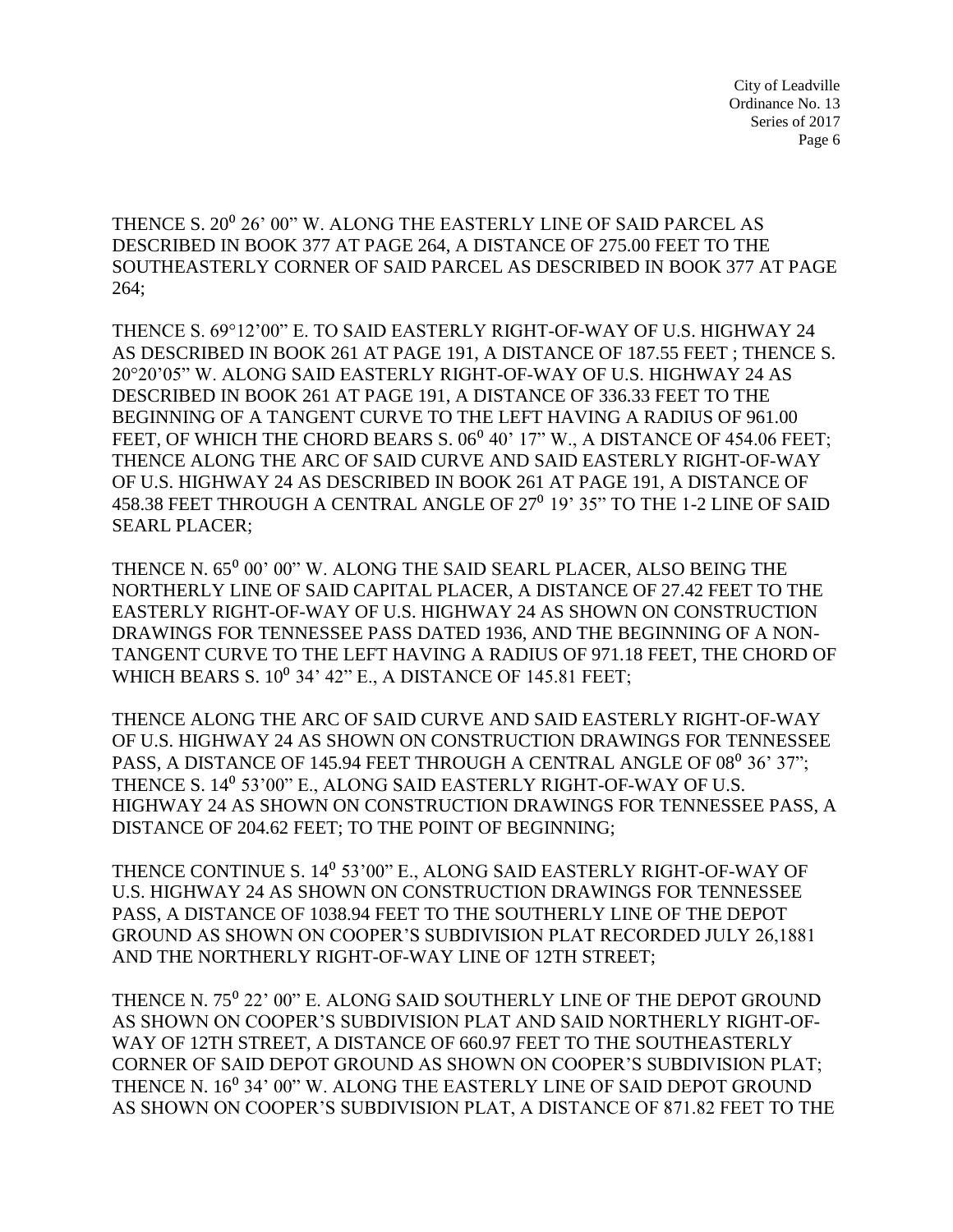THENCE S. $20^0$ 26' 00" W. ALONG THE EASTERLY LINE OF SAID PARCEL AS DESCRIBED IN BOOK 377 AT PAGE 264, A DISTANCE OF 275.00 FEET TO THE SOUTHEASTERLY CORNER OF SAID PARCEL AS DESCRIBED IN BOOK 377 AT PAGE 264;

THENCE S. 69°12'00" E. TO SAID EASTERLY RIGHT-OF-WAY OF U.S. HIGHWAY 24 AS DESCRIBED IN BOOK 261 AT PAGE 191, A DISTANCE OF 187.55 FEET ; THENCE S. 20°20'05" W. ALONG SAID EASTERLY RIGHT-OF-WAY OF U.S. HIGHWAY 24 AS DESCRIBED IN BOOK 261 AT PAGE 191, A DISTANCE OF 336.33 FEET TO THE BEGINNING OF A TANGENT CURVE TO THE LEFT HAVING A RADIUS OF 961.00 FEET, OF WHICH THE CHORD BEARS S. $06^0$ 40' 17" W., A DISTANCE OF 454.06 FEET; THENCE ALONG THE ARC OF SAID CURVE AND SAID EASTERLY RIGHT-OF-WAY OF U.S. HIGHWAY 24 AS DESCRIBED IN BOOK 261 AT PAGE 191, A DISTANCE OF 458.38 FEET THROUGH A CENTRAL ANGLE OF $27^0$ 19' 35" TO THE 1-2 LINE OF SAID SEARL PLACER;

THENCE N. $65^0$ 00' 00" W. ALONG THE SAID SEARL PLACER, ALSO BEING THE NORTHERLY LINE OF SAID CAPITAL PLACER, A DISTANCE OF 27.42 FEET TO THE EASTERLY RIGHT-OF-WAY OF U.S. HIGHWAY 24 AS SHOWN ON CONSTRUCTION DRAWINGS FOR TENNESSEE PASS DATED 1936, AND THE BEGINNING OF A NON-TANGENT CURVE TO THE LEFT HAVING A RADIUS OF 971.18 FEET, THE CHORD OF WHICH BEARS S. $10^0$ 34' 42" E., A DISTANCE OF 145.81 FEET;

THENCE ALONG THE ARC OF SAID CURVE AND SAID EASTERLY RIGHT-OF-WAY OF U.S. HIGHWAY 24 AS SHOWN ON CONSTRUCTION DRAWINGS FOR TENNESSEE PASS, A DISTANCE OF 145.94 FEET THROUGH A CENTRAL ANGLE OF $08^0$ 36' 37"; THENCE S. $14^0$ 53'00" E., ALONG SAID EASTERLY RIGHT-OF-WAY OF U.S. HIGHWAY 24 AS SHOWN ON CONSTRUCTION DRAWINGS FOR TENNESSEE PASS, A DISTANCE OF 204.62 FEET; TO THE POINT OF BEGINNING;

THENCE CONTINUE S. $14^0$ 53'00" E., ALONG SAID EASTERLY RIGHT-OF-WAY OF U.S. HIGHWAY 24 AS SHOWN ON CONSTRUCTION DRAWINGS FOR TENNESSEE PASS, A DISTANCE OF 1038.94 FEET TO THE SOUTHERLY LINE OF THE DEPOT GROUND AS SHOWN ON COOPER'S SUBDIVISION PLAT RECORDED JULY 26,1881 AND THE NORTHERLY RIGHT-OF-WAY LINE OF 12TH STREET;

THENCE N. $75^0$ 22' 00" E. ALONG SAID SOUTHERLY LINE OF THE DEPOT GROUND AS SHOWN ON COOPER'S SUBDIVISION PLAT AND SAID NORTHERLY RIGHT-OF-WAY OF 12TH STREET, A DISTANCE OF 660.97 FEET TO THE SOUTHEASTERLY CORNER OF SAID DEPOT GROUND AS SHOWN ON COOPER'S SUBDIVISION PLAT; THENCE N. $16^0$ 34' 00" W. ALONG THE EASTERLY LINE OF SAID DEPOT GROUND AS SHOWN ON COOPER'S SUBDIVISION PLAT, A DISTANCE OF 871.82 FEET TO THE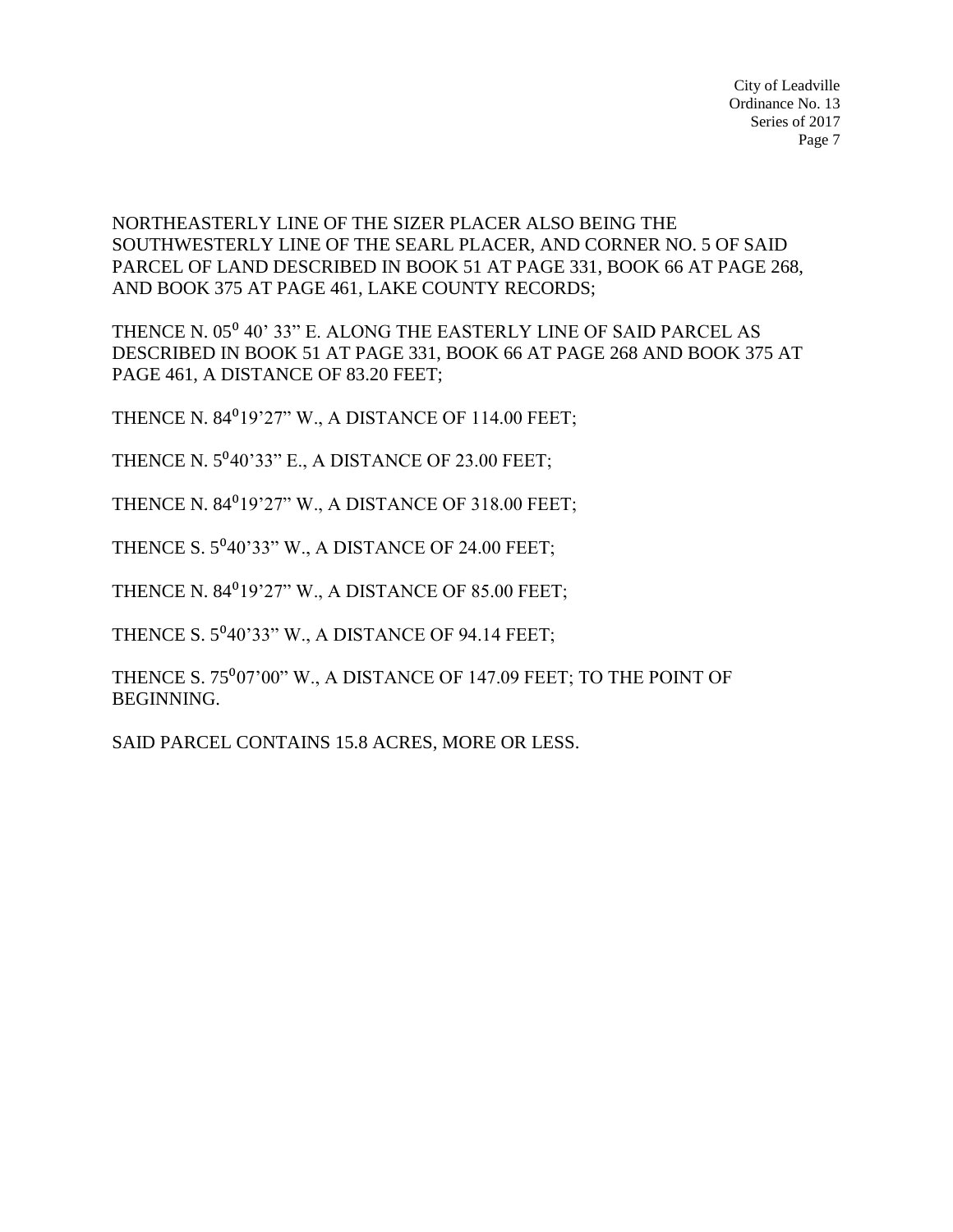NORTHEASTERLY LINE OF THE SIZER PLACER ALSO BEING THE SOUTHWESTERLY LINE OF THE SEARL PLACER, AND CORNER NO. 5 OF SAID PARCEL OF LAND DESCRIBED IN BOOK 51 AT PAGE 331, BOOK 66 AT PAGE 268, AND BOOK 375 AT PAGE 461, LAKE COUNTY RECORDS;

THENCE N. 05$^{0}$ 40' 33" E. ALONG THE EASTERLY LINE OF SAID PARCEL AS DESCRIBED IN BOOK 51 AT PAGE 331, BOOK 66 AT PAGE 268 AND BOOK 375 AT PAGE 461, A DISTANCE OF 83.20 FEET;

THENCE N. 84$^{0}$19'27" W., A DISTANCE OF 114.00 FEET;

THENCE N. 5$^{0}$40'33" E., A DISTANCE OF 23.00 FEET;

THENCE N. 84$^{0}$19'27" W., A DISTANCE OF 318.00 FEET;

THENCE S. 5$^{0}$40'33" W., A DISTANCE OF 24.00 FEET;

THENCE N. 84$^{0}$19'27" W., A DISTANCE OF 85.00 FEET;

THENCE S. 5$^{0}$40'33" W., A DISTANCE OF 94.14 FEET;

THENCE S. 75$^{0}$07'00" W., A DISTANCE OF 147.09 FEET; TO THE POINT OF BEGINNING.

SAID PARCEL CONTAINS 15.8 ACRES, MORE OR LESS.